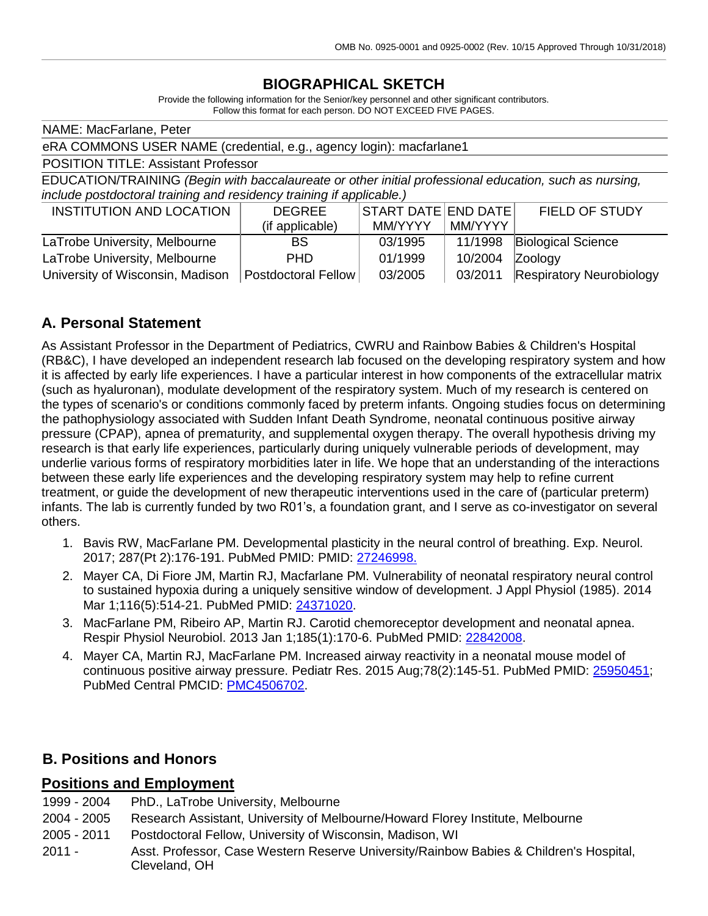# BIOGRAPHICAL SKETCH

Provide the following information for the Senior/key personnel and other significant contributors.
Follow this format for each person. DO NOT EXCEED FIVE PAGES.

NAME: MacFarlane, Peter

eRA COMMONS USER NAME (credential, e.g., agency login): macfarlane1

POSITION TITLE: Assistant Professor

EDUCATION/TRAINING *(Begin with baccalaureate or other initial professional education, such as nursing, include postdoctoral training and residency training if applicable.)*

| INSTITUTION AND LOCATION | DEGREE (if applicable) | START DATE MM/YYYY | END DATE MM/YYYY | FIELD OF STUDY |
|---|---|---|---|---|
| LaTrobe University, Melbourne | BS | 03/1995 | 11/1998 | Biological Science |
| LaTrobe University, Melbourne | PHD | 01/1999 | 10/2004 | Zoology |
| University of Wisconsin, Madison | Postdoctoral Fellow | 03/2005 | 03/2011 | Respiratory Neurobiology |

## A. Personal Statement

As Assistant Professor in the Department of Pediatrics, CWRU and Rainbow Babies & Children's Hospital (RB&C), I have developed an independent research lab focused on the developing respiratory system and how it is affected by early life experiences. I have a particular interest in how components of the extracellular matrix (such as hyaluronan), modulate development of the respiratory system. Much of my research is centered on the types of scenario's or conditions commonly faced by preterm infants. Ongoing studies focus on determining the pathophysiology associated with Sudden Infant Death Syndrome, neonatal continuous positive airway pressure (CPAP), apnea of prematurity, and supplemental oxygen therapy. The overall hypothesis driving my research is that early life experiences, particularly during uniquely vulnerable periods of development, may underlie various forms of respiratory morbidities later in life. We hope that an understanding of the interactions between these early life experiences and the developing respiratory system may help to refine current treatment, or guide the development of new therapeutic interventions used in the care of (particular preterm) infants. The lab is currently funded by two R01's, a foundation grant, and I serve as co-investigator on several others.

1. Bavis RW, MacFarlane PM. Developmental plasticity in the neural control of breathing. Exp. Neurol. 2017; 287(Pt 2):176-191. PubMed PMID: PMID: 27246998.
2. Mayer CA, Di Fiore JM, Martin RJ, Macfarlane PM. Vulnerability of neonatal respiratory neural control to sustained hypoxia during a uniquely sensitive window of development. J Appl Physiol (1985). 2014 Mar 1;116(5):514-21. PubMed PMID: 24371020.
3. MacFarlane PM, Ribeiro AP, Martin RJ. Carotid chemoreceptor development and neonatal apnea. Respir Physiol Neurobiol. 2013 Jan 1;185(1):170-6. PubMed PMID: 22842008.
4. Mayer CA, Martin RJ, MacFarlane PM. Increased airway reactivity in a neonatal mouse model of continuous positive airway pressure. Pediatr Res. 2015 Aug;78(2):145-51. PubMed PMID: 25950451; PubMed Central PMCID: PMC4506702.

## B. Positions and Honors

### Positions and Employment

1999 - 2004 PhD., LaTrobe University, Melbourne

2004 - 2005 Research Assistant, University of Melbourne/Howard Florey Institute, Melbourne

2005 - 2011 Postdoctoral Fellow, University of Wisconsin, Madison, WI

2011 - Asst. Professor, Case Western Reserve University/Rainbow Babies & Children's Hospital, Cleveland, OH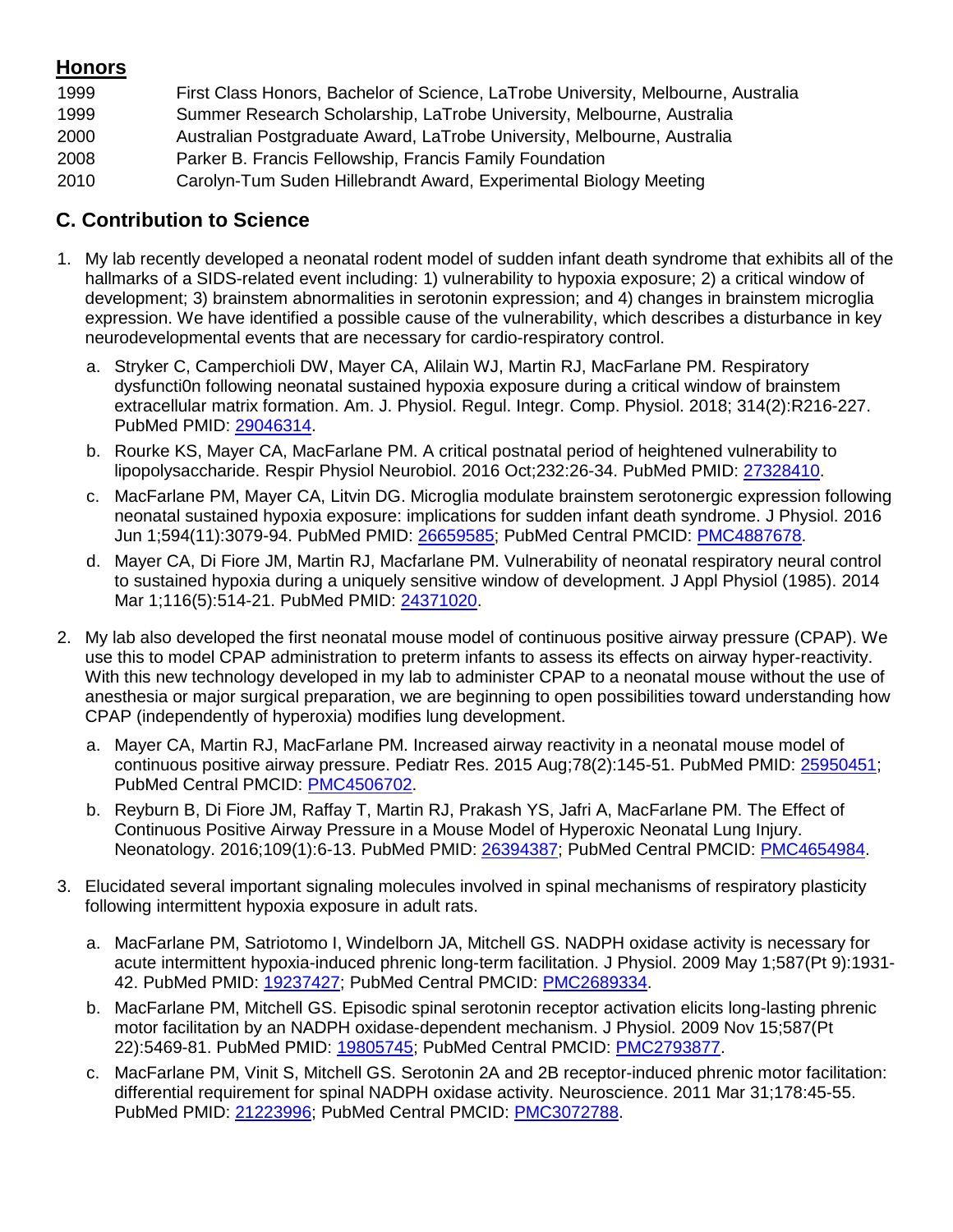## Honors

1999 First Class Honors, Bachelor of Science, LaTrobe University, Melbourne, Australia
1999 Summer Research Scholarship, LaTrobe University, Melbourne, Australia
2000 Australian Postgraduate Award, LaTrobe University, Melbourne, Australia
2008 Parker B. Francis Fellowship, Francis Family Foundation
2010 Carolyn-Tum Suden Hillebrandt Award, Experimental Biology Meeting

## C. Contribution to Science

1. My lab recently developed a neonatal rodent model of sudden infant death syndrome that exhibits all of the hallmarks of a SIDS-related event including: 1) vulnerability to hypoxia exposure; 2) a critical window of development; 3) brainstem abnormalities in serotonin expression; and 4) changes in brainstem microglia expression. We have identified a possible cause of the vulnerability, which describes a disturbance in key neurodevelopmental events that are necessary for cardio-respiratory control.
   a. Stryker C, Camperchioli DW, Mayer CA, Alilain WJ, Martin RJ, MacFarlane PM. Respiratory dysfuncti0n following neonatal sustained hypoxia exposure during a critical window of brainstem extracellular matrix formation. Am. J. Physiol. Regul. Integr. Comp. Physiol. 2018; 314(2):R216-227. PubMed PMID: 29046314.
   b. Rourke KS, Mayer CA, MacFarlane PM. A critical postnatal period of heightened vulnerability to lipopolysaccharide. Respir Physiol Neurobiol. 2016 Oct;232:26-34. PubMed PMID: 27328410.
   c. MacFarlane PM, Mayer CA, Litvin DG. Microglia modulate brainstem serotonergic expression following neonatal sustained hypoxia exposure: implications for sudden infant death syndrome. J Physiol. 2016 Jun 1;594(11):3079-94. PubMed PMID: 26659585; PubMed Central PMCID: PMC4887678.
   d. Mayer CA, Di Fiore JM, Martin RJ, Macfarlane PM. Vulnerability of neonatal respiratory neural control to sustained hypoxia during a uniquely sensitive window of development. J Appl Physiol (1985). 2014 Mar 1;116(5):514-21. PubMed PMID: 24371020.

2. My lab also developed the first neonatal mouse model of continuous positive airway pressure (CPAP). We use this to model CPAP administration to preterm infants to assess its effects on airway hyper-reactivity. With this new technology developed in my lab to administer CPAP to a neonatal mouse without the use of anesthesia or major surgical preparation, we are beginning to open possibilities toward understanding how CPAP (independently of hyperoxia) modifies lung development.
   a. Mayer CA, Martin RJ, MacFarlane PM. Increased airway reactivity in a neonatal mouse model of continuous positive airway pressure. Pediatr Res. 2015 Aug;78(2):145-51. PubMed PMID: 25950451; PubMed Central PMCID: PMC4506702.
   b. Reyburn B, Di Fiore JM, Raffay T, Martin RJ, Prakash YS, Jafri A, MacFarlane PM. The Effect of Continuous Positive Airway Pressure in a Mouse Model of Hyperoxic Neonatal Lung Injury. Neonatology. 2016;109(1):6-13. PubMed PMID: 26394387; PubMed Central PMCID: PMC4654984.

3. Elucidated several important signaling molecules involved in spinal mechanisms of respiratory plasticity following intermittent hypoxia exposure in adult rats.
   a. MacFarlane PM, Satriotomo I, Windelborn JA, Mitchell GS. NADPH oxidase activity is necessary for acute intermittent hypoxia-induced phrenic long-term facilitation. J Physiol. 2009 May 1;587(Pt 9):1931-42. PubMed PMID: 19237427; PubMed Central PMCID: PMC2689334.
   b. MacFarlane PM, Mitchell GS. Episodic spinal serotonin receptor activation elicits long-lasting phrenic motor facilitation by an NADPH oxidase-dependent mechanism. J Physiol. 2009 Nov 15;587(Pt 22):5469-81. PubMed PMID: 19805745; PubMed Central PMCID: PMC2793877.
   c. MacFarlane PM, Vinit S, Mitchell GS. Serotonin 2A and 2B receptor-induced phrenic motor facilitation: differential requirement for spinal NADPH oxidase activity. Neuroscience. 2011 Mar 31;178:45-55. PubMed PMID: 21223996; PubMed Central PMCID: PMC3072788.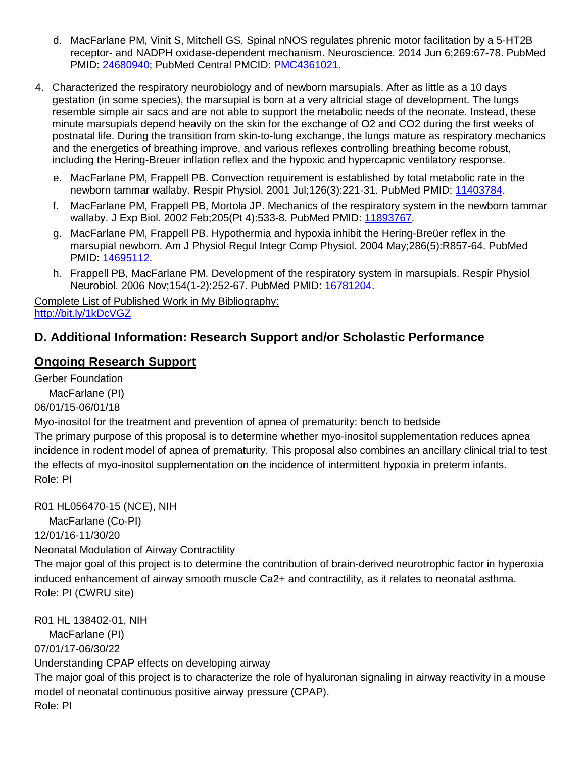d. MacFarlane PM, Vinit S, Mitchell GS. Spinal nNOS regulates phrenic motor facilitation by a 5-HT2B receptor- and NADPH oxidase-dependent mechanism. Neuroscience. 2014 Jun 6;269:67-78. PubMed PMID: 24680940; PubMed Central PMCID: PMC4361021.

4. Characterized the respiratory neurobiology and of newborn marsupials. After as little as a 10 days gestation (in some species), the marsupial is born at a very altricial stage of development. The lungs resemble simple air sacs and are not able to support the metabolic needs of the neonate. Instead, these minute marsupials depend heavily on the skin for the exchange of $O_2$ and $CO_2$ during the first weeks of postnatal life. During the transition from skin-to-lung exchange, the lungs mature as respiratory mechanics and the energetics of breathing improve, and various reflexes controlling breathing become robust, including the Hering-Breuer inflation reflex and the hypoxic and hypercapnic ventilatory response.

   e. MacFarlane PM, Frappell PB. Convection requirement is established by total metabolic rate in the newborn tammar wallaby. Respir Physiol. 2001 Jul;126(3):221-31. PubMed PMID: 11403784.

   f. MacFarlane PM, Frappell PB, Mortola JP. Mechanics of the respiratory system in the newborn tammar wallaby. J Exp Biol. 2002 Feb;205(Pt 4):533-8. PubMed PMID: 11893767.

   g. MacFarlane PM, Frappell PB. Hypothermia and hypoxia inhibit the Hering-Breüer reflex in the marsupial newborn. Am J Physiol Regul Integr Comp Physiol. 2004 May;286(5):R857-64. PubMed PMID: 14695112.

   h. Frappell PB, MacFarlane PM. Development of the respiratory system in marsupials. Respir Physiol Neurobiol. 2006 Nov;154(1-2):252-67. PubMed PMID: 16781204.

Complete List of Published Work in My Bibliography:
http://bit.ly/1kDcVGZ

## D. Additional Information: Research Support and/or Scholastic Performance

### Ongoing Research Support

Gerber Foundation
MacFarlane (PI)
06/01/15-06/01/18
Myo-inositol for the treatment and prevention of apnea of prematurity: bench to bedside
The primary purpose of this proposal is to determine whether myo-inositol supplementation reduces apnea incidence in rodent model of apnea of prematurity. This proposal also combines an ancillary clinical trial to test the effects of myo-inositol supplementation on the incidence of intermittent hypoxia in preterm infants.
Role: PI

R01 HL056470-15 (NCE), NIH
MacFarlane (Co-PI)
12/01/16-11/30/20
Neonatal Modulation of Airway Contractility
The major goal of this project is to determine the contribution of brain-derived neurotrophic factor in hyperoxia induced enhancement of airway smooth muscle $Ca^{2+}$ and contractility, as it relates to neonatal asthma.
Role: PI (CWRU site)

R01 HL 138402-01, NIH
MacFarlane (PI)
07/01/17-06/30/22
Understanding CPAP effects on developing airway
The major goal of this project is to characterize the role of hyaluronan signaling in airway reactivity in a mouse model of neonatal continuous positive airway pressure (CPAP).
Role: PI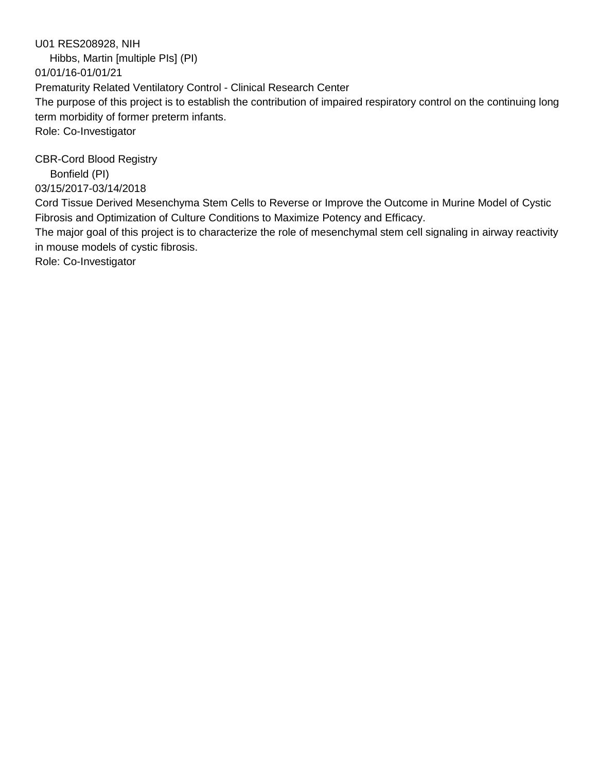U01 RES208928, NIH

Hibbs, Martin [multiple PIs] (PI)

01/01/16-01/01/21

Prematurity Related Ventilatory Control - Clinical Research Center

The purpose of this project is to establish the contribution of impaired respiratory control on the continuing long term morbidity of former preterm infants.

Role: Co-Investigator

CBR-Cord Blood Registry

Bonfield (PI)

03/15/2017-03/14/2018

Cord Tissue Derived Mesenchyma Stem Cells to Reverse or Improve the Outcome in Murine Model of Cystic Fibrosis and Optimization of Culture Conditions to Maximize Potency and Efficacy.

The major goal of this project is to characterize the role of mesenchymal stem cell signaling in airway reactivity in mouse models of cystic fibrosis.

Role: Co-Investigator